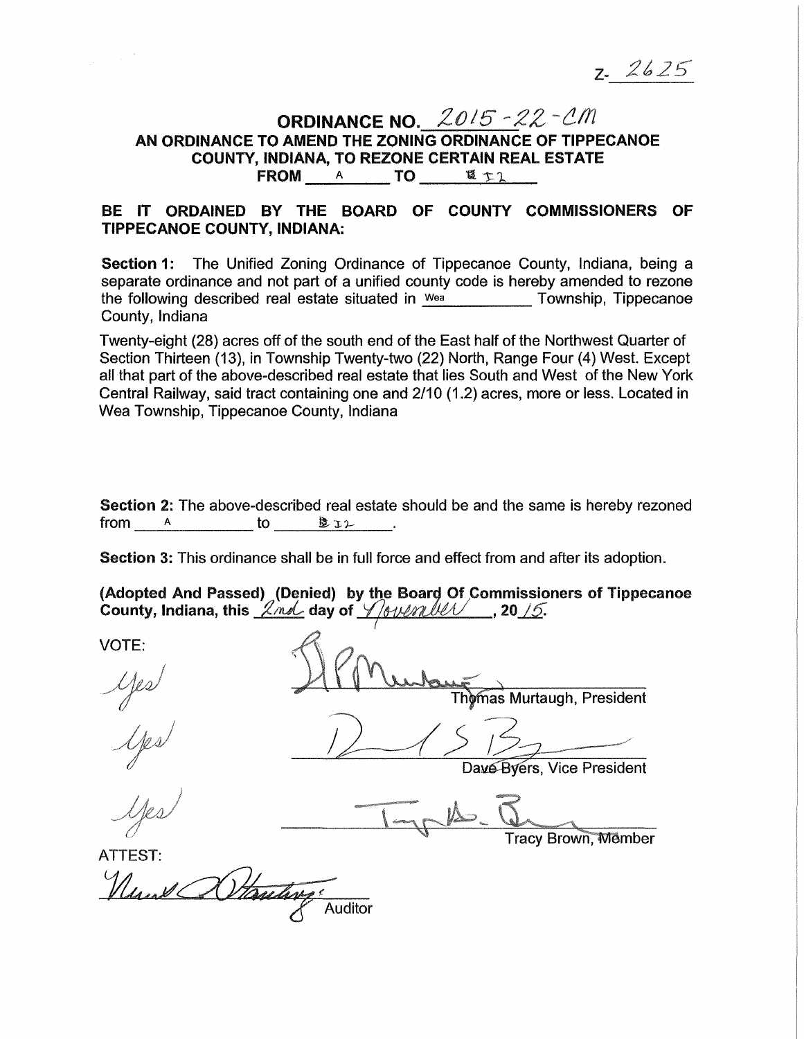Z- 2625

# ORDINANCE NO. 2015-22-CM

## AN ORDINANCE TO AMEND THE ZONING ORDINANCE OF TIPPECANOE COUNTY, INDIANA, TO REZONE CERTAIN REAL ESTATE FROM A TO I2

**BE IT ORDAINED BY THE BOARD OF COUNTY COMMISSIONERS OF TIPPECANOE COUNTY, INDIANA:**

**Section 1:** The Unified Zoning Ordinance of Tippecanoe County, Indiana, being a separate ordinance and not part of a unified county code is hereby amended to rezone the following described real estate situated in Wea Township, Tippecanoe County, Indiana

Twenty-eight (28) acres off of the south end of the East half of the Northwest Quarter of Section Thirteen (13), in Township Twenty-two (22) North, Range Four (4) West. Except all that part of the above-described real estate that lies South and West of the New York Central Railway, said tract containing one and 2/10 (1.2) acres, more or less. Located in Wea Township, Tippecanoe County, Indiana

**Section 2:** The above-described real estate should be and the same is hereby rezoned from A to I2.

**Section 3:** This ordinance shall be in full force and effect from and after its adoption.

**(Adopted And Passed) (Denied) by the Board Of Commissioners of Tippecanoe County, Indiana, this 2nd day of November, 2015.**

VOTE:

Yes — Thomas Murtaugh, President

Yes — Dave Byers, Vice President

Yes — Tracy Brown, Member

ATTEST:

Auditor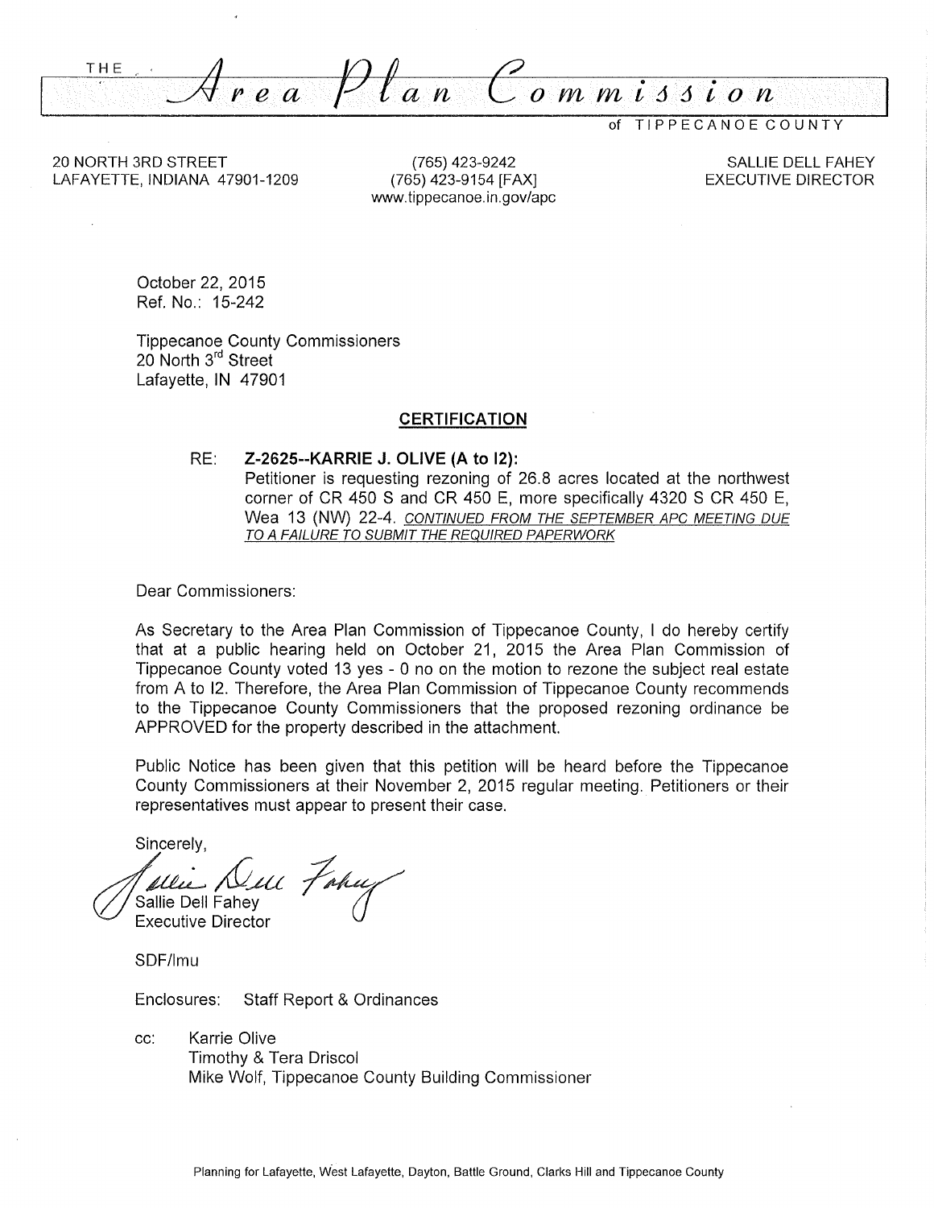# THE *Area Plan Commission*

of TIPPECANOE COUNTY

20 NORTH 3RD STREET
LAFAYETTE, INDIANA 47901-1209

(765) 423-9242
(765) 423-9154 [FAX]
www.tippecanoe.in.gov/apc

SALLIE DELL FAHEY
EXECUTIVE DIRECTOR

October 22, 2015
Ref. No.: 15-242

Tippecanoe County Commissioners
20 North 3rd Street
Lafayette, IN 47901

## CERTIFICATION

RE: **Z-2625--KARRIE J. OLIVE (A to I2):**
Petitioner is requesting rezoning of 26.8 acres located at the northwest corner of CR 450 S and CR 450 E, more specifically 4320 S CR 450 E, Wea 13 (NW) 22-4. *CONTINUED FROM THE SEPTEMBER APC MEETING DUE TO A FAILURE TO SUBMIT THE REQUIRED PAPERWORK*

Dear Commissioners:

As Secretary to the Area Plan Commission of Tippecanoe County, I do hereby certify that at a public hearing held on October 21, 2015 the Area Plan Commission of Tippecanoe County voted 13 yes - 0 no on the motion to rezone the subject real estate from A to I2. Therefore, the Area Plan Commission of Tippecanoe County recommends to the Tippecanoe County Commissioners that the proposed rezoning ordinance be APPROVED for the property described in the attachment.

Public Notice has been given that this petition will be heard before the Tippecanoe County Commissioners at their November 2, 2015 regular meeting. Petitioners or their representatives must appear to present their case.

Sincerely,

Sallie Dell Fahey
Executive Director

SDF/lmu

Enclosures: Staff Report & Ordinances

cc: Karrie Olive
Timothy & Tera Driscol
Mike Wolf, Tippecanoe County Building Commissioner

Planning for Lafayette, West Lafayette, Dayton, Battle Ground, Clarks Hill and Tippecanoe County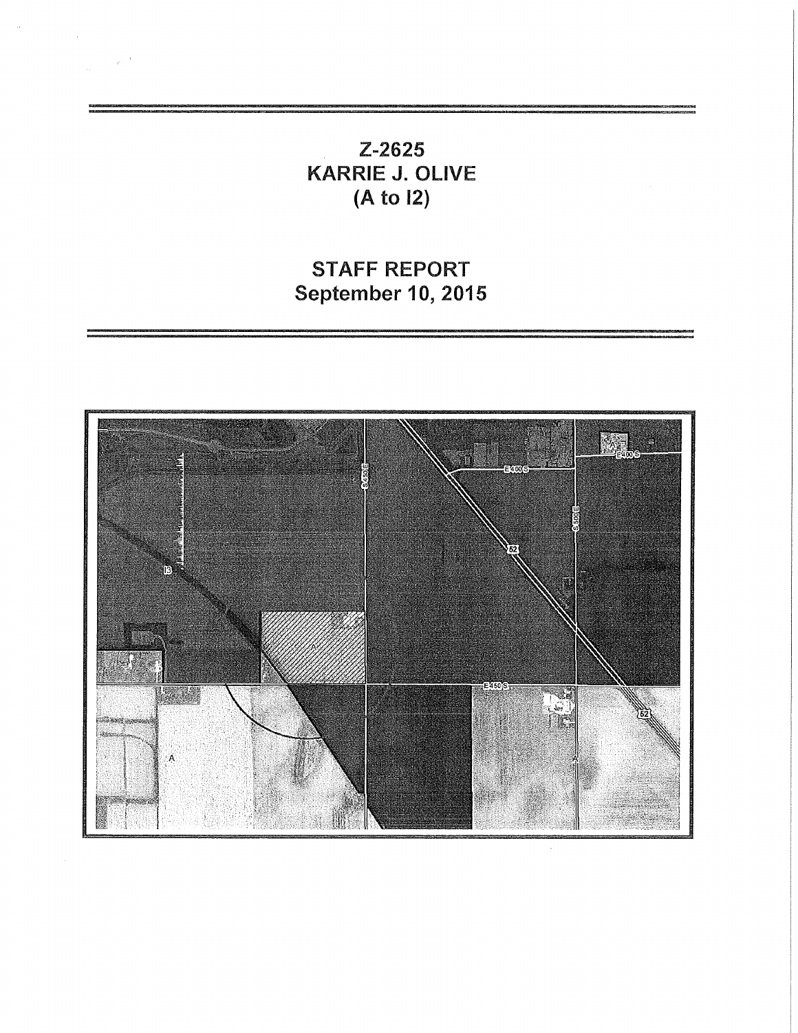# Z-2625
# KARRIE J. OLIVE
# (A to I2)

## STAFF REPORT
## September 10, 2015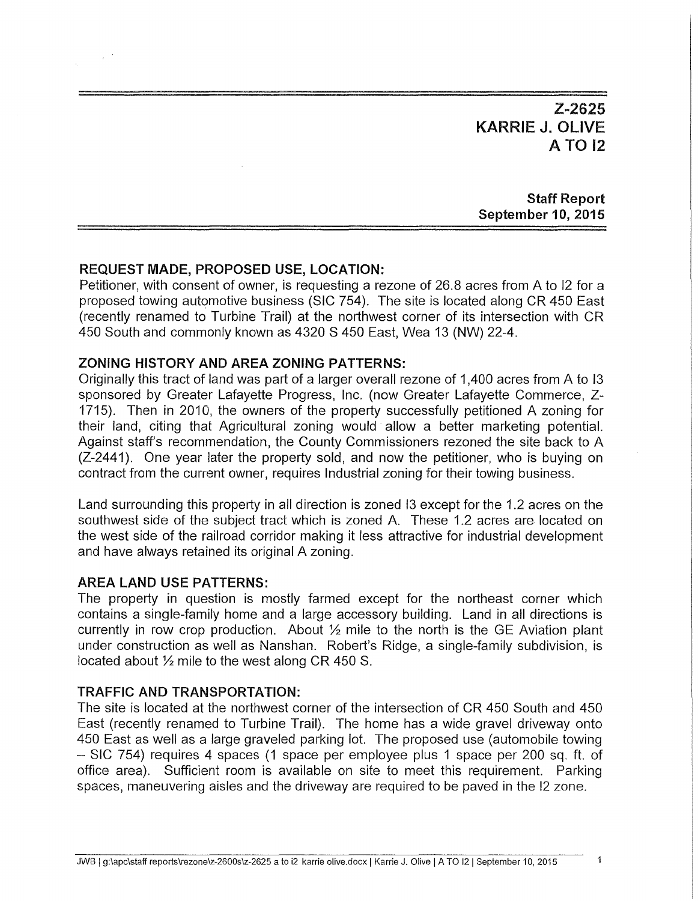# Z-2625
# KARRIE J. OLIVE
# A TO I2

**Staff Report**
**September 10, 2015**

## REQUEST MADE, PROPOSED USE, LOCATION:

Petitioner, with consent of owner, is requesting a rezone of 26.8 acres from A to I2 for a proposed towing automotive business (SIC 754). The site is located along CR 450 East (recently renamed to Turbine Trail) at the northwest corner of its intersection with CR 450 South and commonly known as 4320 S 450 East, Wea 13 (NW) 22-4.

## ZONING HISTORY AND AREA ZONING PATTERNS:

Originally this tract of land was part of a larger overall rezone of 1,400 acres from A to I3 sponsored by Greater Lafayette Progress, Inc. (now Greater Lafayette Commerce, Z-1715). Then in 2010, the owners of the property successfully petitioned A zoning for their land, citing that Agricultural zoning would allow a better marketing potential. Against staff's recommendation, the County Commissioners rezoned the site back to A (Z-2441). One year later the property sold, and now the petitioner, who is buying on contract from the current owner, requires Industrial zoning for their towing business.

Land surrounding this property in all direction is zoned I3 except for the 1.2 acres on the southwest side of the subject tract which is zoned A. These 1.2 acres are located on the west side of the railroad corridor making it less attractive for industrial development and have always retained its original A zoning.

## AREA LAND USE PATTERNS:

The property in question is mostly farmed except for the northeast corner which contains a single-family home and a large accessory building. Land in all directions is currently in row crop production. About ½ mile to the north is the GE Aviation plant under construction as well as Nanshan. Robert's Ridge, a single-family subdivision, is located about ½ mile to the west along CR 450 S.

## TRAFFIC AND TRANSPORTATION:

The site is located at the northwest corner of the intersection of CR 450 South and 450 East (recently renamed to Turbine Trail). The home has a wide gravel driveway onto 450 East as well as a large graveled parking lot. The proposed use (automobile towing – SIC 754) requires 4 spaces (1 space per employee plus 1 space per 200 sq. ft. of office area). Sufficient room is available on site to meet this requirement. Parking spaces, maneuvering aisles and the driveway are required to be paved in the I2 zone.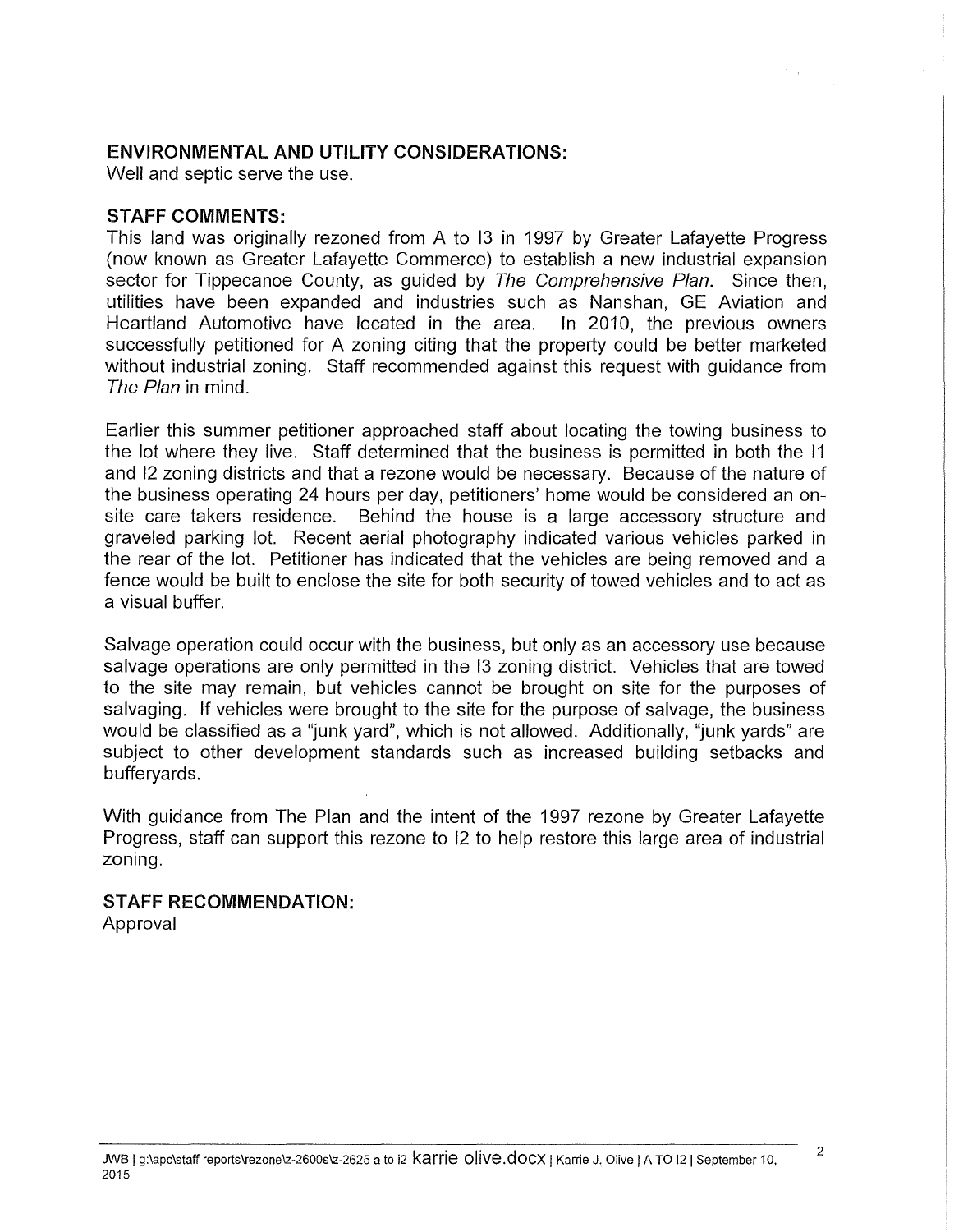## ENVIRONMENTAL AND UTILITY CONSIDERATIONS:

Well and septic serve the use.

## STAFF COMMENTS:

This land was originally rezoned from A to I3 in 1997 by Greater Lafayette Progress (now known as Greater Lafayette Commerce) to establish a new industrial expansion sector for Tippecanoe County, as guided by *The Comprehensive Plan*. Since then, utilities have been expanded and industries such as Nanshan, GE Aviation and Heartland Automotive have located in the area. In 2010, the previous owners successfully petitioned for A zoning citing that the property could be better marketed without industrial zoning. Staff recommended against this request with guidance from *The Plan* in mind.

Earlier this summer petitioner approached staff about locating the towing business to the lot where they live. Staff determined that the business is permitted in both the I1 and I2 zoning districts and that a rezone would be necessary. Because of the nature of the business operating 24 hours per day, petitioners' home would be considered an on-site care takers residence. Behind the house is a large accessory structure and graveled parking lot. Recent aerial photography indicated various vehicles parked in the rear of the lot. Petitioner has indicated that the vehicles are being removed and a fence would be built to enclose the site for both security of towed vehicles and to act as a visual buffer.

Salvage operation could occur with the business, but only as an accessory use because salvage operations are only permitted in the I3 zoning district. Vehicles that are towed to the site may remain, but vehicles cannot be brought on site for the purposes of salvaging. If vehicles were brought to the site for the purpose of salvage, the business would be classified as a "junk yard", which is not allowed. Additionally, "junk yards" are subject to other development standards such as increased building setbacks and bufferyards.

With guidance from The Plan and the intent of the 1997 rezone by Greater Lafayette Progress, staff can support this rezone to I2 to help restore this large area of industrial zoning.

## STAFF RECOMMENDATION:

Approval